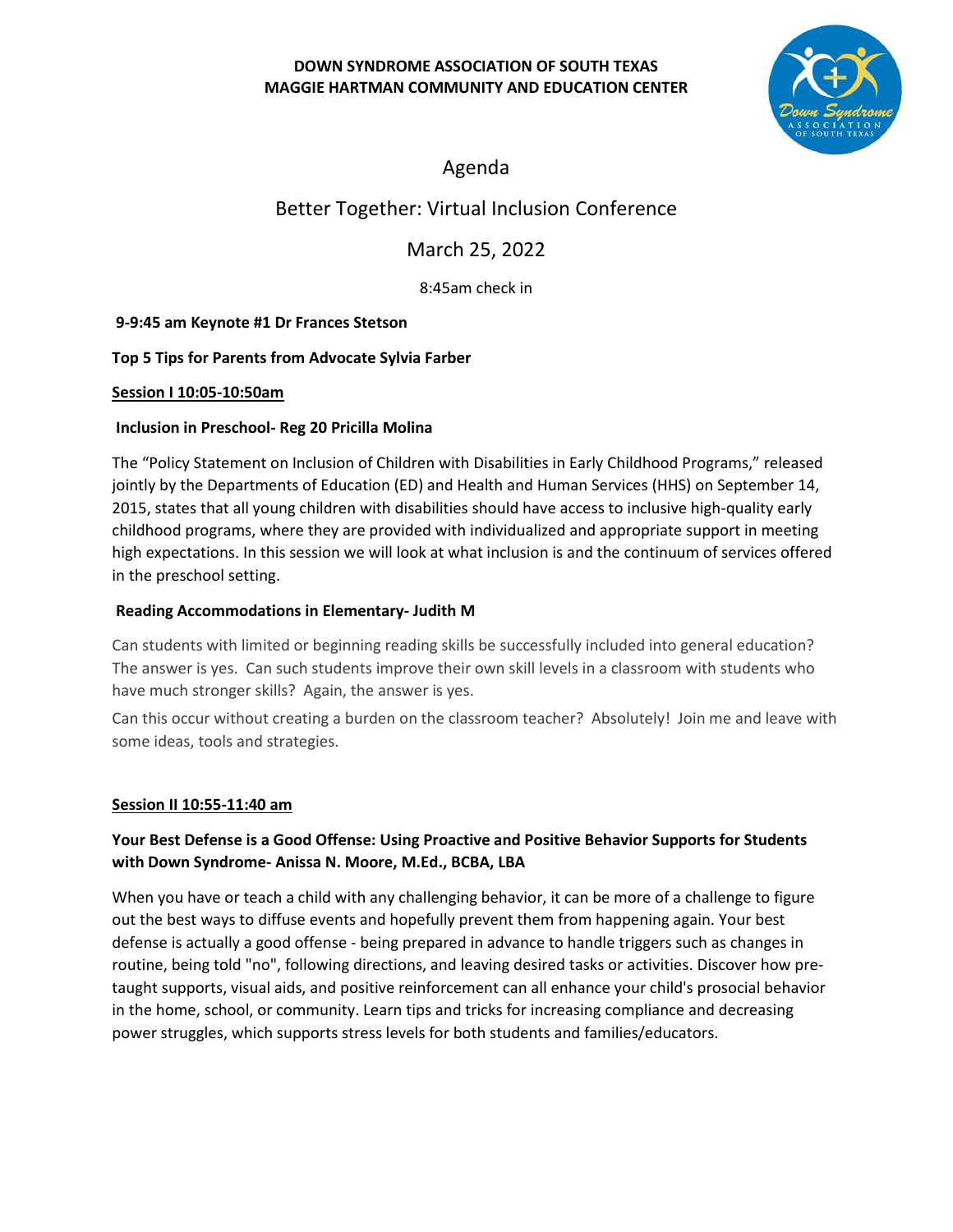**DOWN SYNDROME ASSOCIATION OF SOUTH TEXAS**
**MAGGIE HARTMAN COMMUNITY AND EDUCATION CENTER**

# Agenda

## Better Together: Virtual Inclusion Conference

## March 25, 2022

8:45am check in

**9-9:45 am Keynote #1 Dr Frances Stetson**

**Top 5 Tips for Parents from Advocate Sylvia Farber**

**<u>Session I 10:05-10:50am</u>**

**Inclusion in Preschool- Reg 20 Pricilla Molina**

The "Policy Statement on Inclusion of Children with Disabilities in Early Childhood Programs," released jointly by the Departments of Education (ED) and Health and Human Services (HHS) on September 14, 2015, states that all young children with disabilities should have access to inclusive high-quality early childhood programs, where they are provided with individualized and appropriate support in meeting high expectations. In this session we will look at what inclusion is and the continuum of services offered in the preschool setting.

**Reading Accommodations in Elementary- Judith M**

Can students with limited or beginning reading skills be successfully included into general education? The answer is yes. Can such students improve their own skill levels in a classroom with students who have much stronger skills? Again, the answer is yes.

Can this occur without creating a burden on the classroom teacher? Absolutely! Join me and leave with some ideas, tools and strategies.

**<u>Session II 10:55-11:40 am</u>**

**Your Best Defense is a Good Offense: Using Proactive and Positive Behavior Supports for Students with Down Syndrome- Anissa N. Moore, M.Ed., BCBA, LBA**

When you have or teach a child with any challenging behavior, it can be more of a challenge to figure out the best ways to diffuse events and hopefully prevent them from happening again. Your best defense is actually a good offense - being prepared in advance to handle triggers such as changes in routine, being told "no", following directions, and leaving desired tasks or activities. Discover how pre-taught supports, visual aids, and positive reinforcement can all enhance your child's prosocial behavior in the home, school, or community. Learn tips and tricks for increasing compliance and decreasing power struggles, which supports stress levels for both students and families/educators.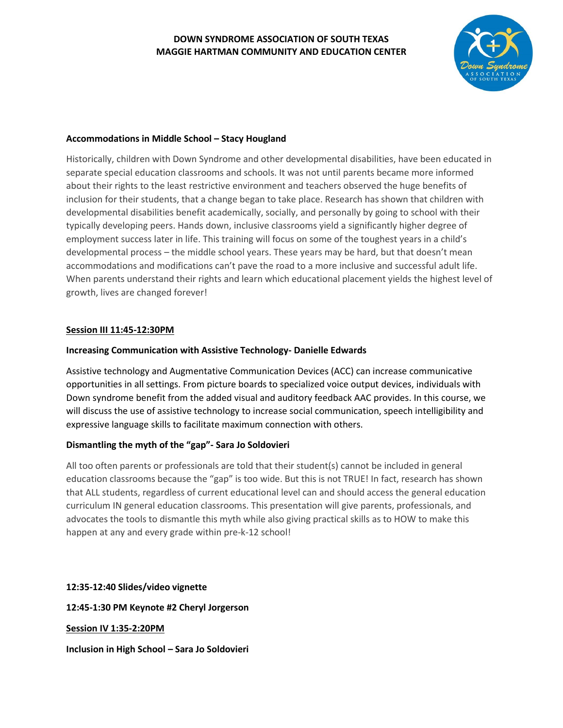**DOWN SYNDROME ASSOCIATION OF SOUTH TEXAS**
**MAGGIE HARTMAN COMMUNITY AND EDUCATION CENTER**

**Accommodations in Middle School – Stacy Hougland**

Historically, children with Down Syndrome and other developmental disabilities, have been educated in separate special education classrooms and schools. It was not until parents became more informed about their rights to the least restrictive environment and teachers observed the huge benefits of inclusion for their students, that a change began to take place. Research has shown that children with developmental disabilities benefit academically, socially, and personally by going to school with their typically developing peers. Hands down, inclusive classrooms yield a significantly higher degree of employment success later in life. This training will focus on some of the toughest years in a child's developmental process – the middle school years. These years may be hard, but that doesn't mean accommodations and modifications can't pave the road to a more inclusive and successful adult life. When parents understand their rights and learn which educational placement yields the highest level of growth, lives are changed forever!

**Session III 11:45-12:30PM**

**Increasing Communication with Assistive Technology- Danielle Edwards**

Assistive technology and Augmentative Communication Devices (ACC) can increase communicative opportunities in all settings. From picture boards to specialized voice output devices, individuals with Down syndrome benefit from the added visual and auditory feedback AAC provides. In this course, we will discuss the use of assistive technology to increase social communication, speech intelligibility and expressive language skills to facilitate maximum connection with others.

**Dismantling the myth of the "gap"- Sara Jo Soldovieri**

All too often parents or professionals are told that their student(s) cannot be included in general education classrooms because the "gap" is too wide. But this is not TRUE! In fact, research has shown that ALL students, regardless of current educational level can and should access the general education curriculum IN general education classrooms. This presentation will give parents, professionals, and advocates the tools to dismantle this myth while also giving practical skills as to HOW to make this happen at any and every grade within pre-k-12 school!

**12:35-12:40 Slides/video vignette**

**12:45-1:30 PM Keynote #2 Cheryl Jorgerson**

**Session IV 1:35-2:20PM**

**Inclusion in High School – Sara Jo Soldovieri**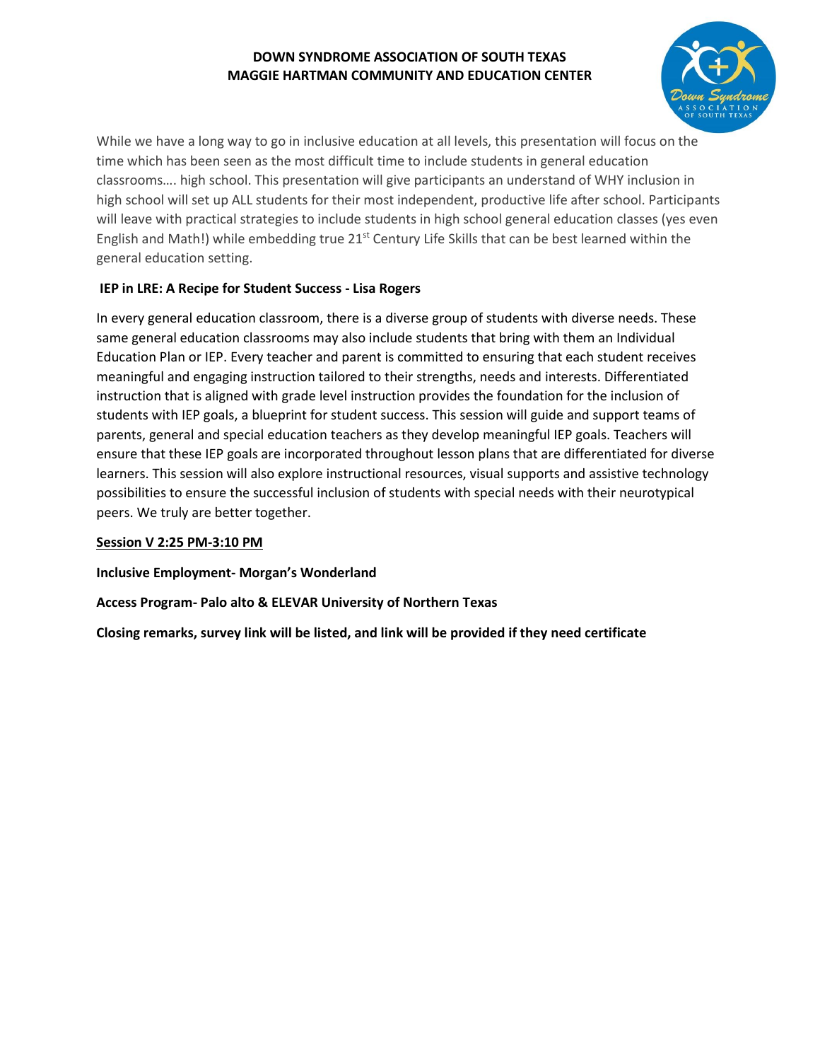**DOWN SYNDROME ASSOCIATION OF SOUTH TEXAS**
**MAGGIE HARTMAN COMMUNITY AND EDUCATION CENTER**

While we have a long way to go in inclusive education at all levels, this presentation will focus on the time which has been seen as the most difficult time to include students in general education classrooms…. high school. This presentation will give participants an understand of WHY inclusion in high school will set up ALL students for their most independent, productive life after school. Participants will leave with practical strategies to include students in high school general education classes (yes even English and Math!) while embedding true 21st Century Life Skills that can be best learned within the general education setting.

**IEP in LRE: A Recipe for Student Success - Lisa Rogers**

In every general education classroom, there is a diverse group of students with diverse needs. These same general education classrooms may also include students that bring with them an Individual Education Plan or IEP. Every teacher and parent is committed to ensuring that each student receives meaningful and engaging instruction tailored to their strengths, needs and interests. Differentiated instruction that is aligned with grade level instruction provides the foundation for the inclusion of students with IEP goals, a blueprint for student success. This session will guide and support teams of parents, general and special education teachers as they develop meaningful IEP goals. Teachers will ensure that these IEP goals are incorporated throughout lesson plans that are differentiated for diverse learners. This session will also explore instructional resources, visual supports and assistive technology possibilities to ensure the successful inclusion of students with special needs with their neurotypical peers. We truly are better together.

**Session V 2:25 PM-3:10 PM**

**Inclusive Employment- Morgan's Wonderland**

**Access Program- Palo alto & ELEVAR University of Northern Texas**

**Closing remarks, survey link will be listed, and link will be provided if they need certificate**